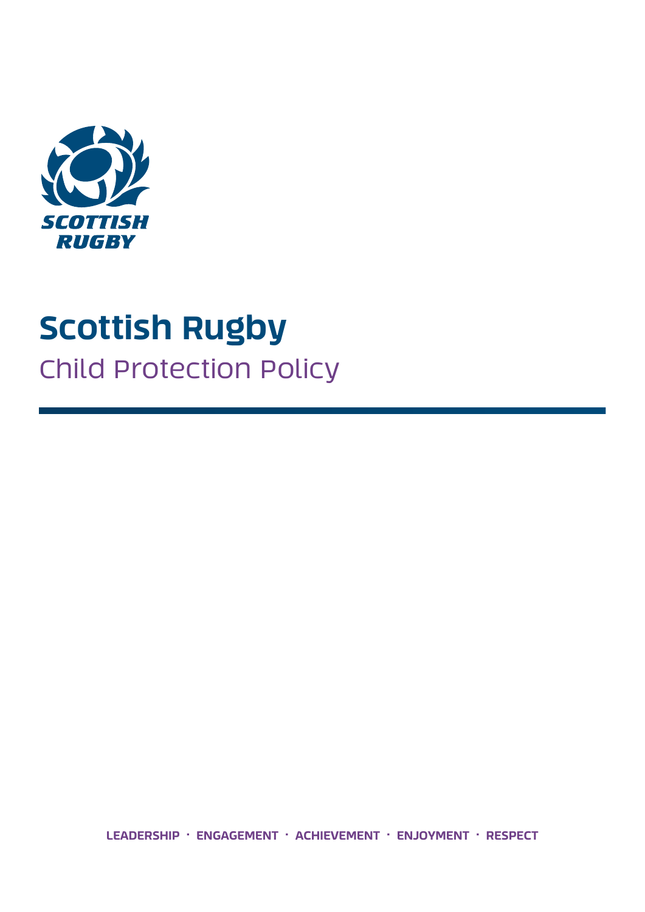SCOTTISH RUGBY

# Scottish Rugby

## Child Protection Policy

LEADERSHIP · ENGAGEMENT · ACHIEVEMENT · ENJOYMENT · RESPECT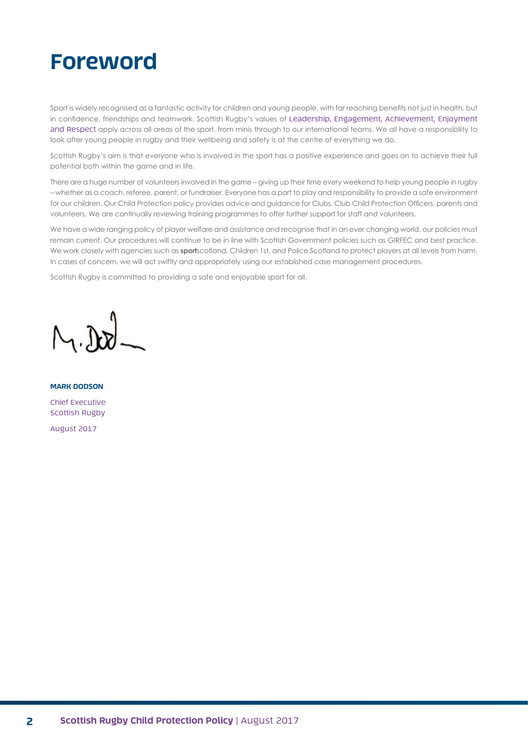# Foreword

Sport is widely recognised as a fantastic activity for children and young people, with far reaching benefits not just in health, but in confidence, friendships and teamwork. Scottish Rugby's values of Leadership, Engagement, Achievement, Enjoyment and Respect apply across all areas of the sport, from minis through to our international teams. We all have a responsibility to look after young people in rugby and their wellbeing and safety is at the centre of everything we do.

Scottish Rugby's aim is that everyone who is involved in the sport has a positive experience and goes on to achieve their full potential both within the game and in life.

There are a huge number of volunteers involved in the game – giving up their time every weekend to help young people in rugby – whether as a coach, referee, parent, or fundraiser. Everyone has a part to play and responsibility to provide a safe environment for our children. Our Child Protection policy provides advice and guidance for Clubs, Club Child Protection Officers, parents and volunteers. We are continually reviewing training programmes to offer further support for staff and volunteers.

We have a wide ranging policy of player welfare and assistance and recognise that in an ever changing world, our policies must remain current. Our procedures will continue to be in line with Scottish Government policies such as GIRFEC and best practice. We work closely with agencies such as **sport**scotland, Children 1st, and Police Scotland to protect players at all levels from harm. In cases of concern, we will act swiftly and appropriately using our established case management procedures.

Scottish Rugby is committed to providing a safe and enjoyable sport for all.

**MARK DODSON**

Chief Executive
Scottish Rugby

August 2017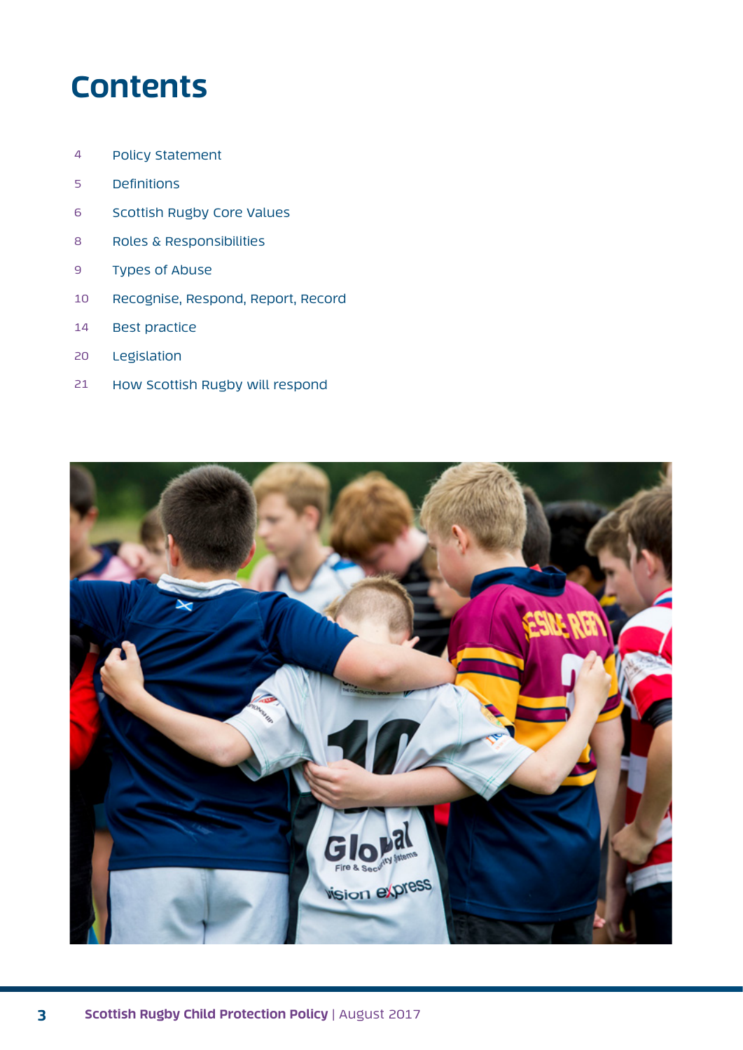# Contents

| | |
|---|---|
| 4 | Policy Statement |
| 5 | Definitions |
| 6 | Scottish Rugby Core Values |
| 8 | Roles & Responsibilities |
| 9 | Types of Abuse |
| 10 | Recognise, Respond, Report, Record |
| 14 | Best practice |
| 20 | Legislation |
| 21 | How Scottish Rugby will respond |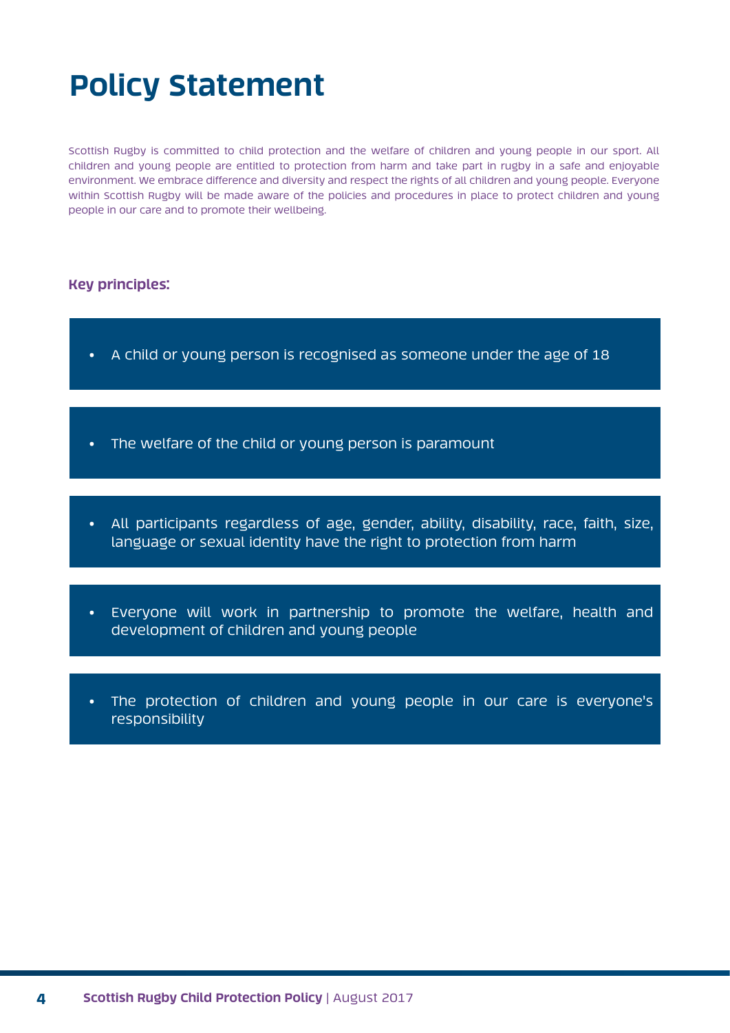# Policy Statement

Scottish Rugby is committed to child protection and the welfare of children and young people in our sport. All children and young people are entitled to protection from harm and take part in rugby in a safe and enjoyable environment. We embrace difference and diversity and respect the rights of all children and young people. Everyone within Scottish Rugby will be made aware of the policies and procedures in place to protect children and young people in our care and to promote their wellbeing.

**Key principles:**

- A child or young person is recognised as someone under the age of 18
- The welfare of the child or young person is paramount
- All participants regardless of age, gender, ability, disability, race, faith, size, language or sexual identity have the right to protection from harm
- Everyone will work in partnership to promote the welfare, health and development of children and young people
- The protection of children and young people in our care is everyone's responsibility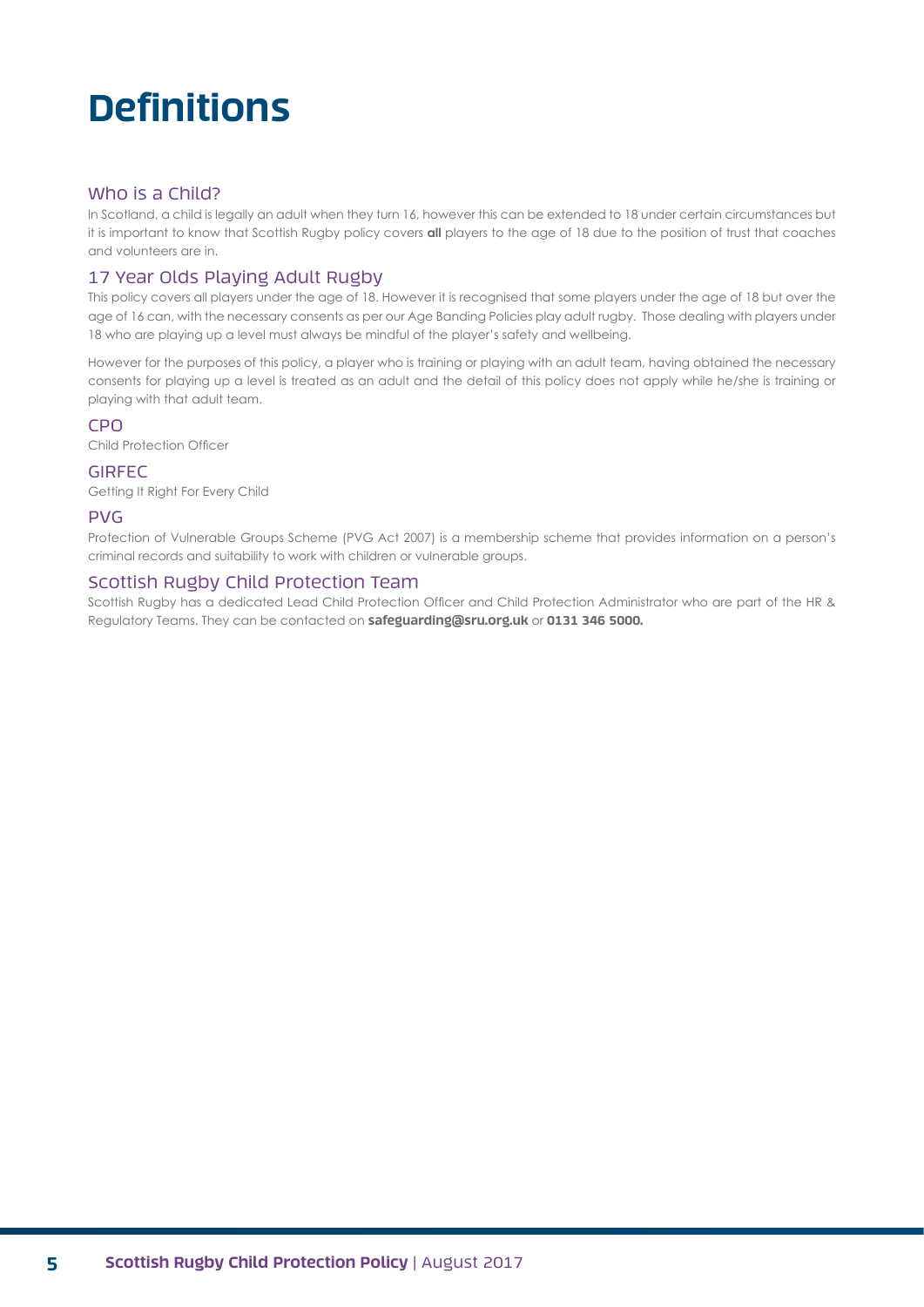# Definitions

## Who is a Child?

In Scotland, a child is legally an adult when they turn 16, however this can be extended to 18 under certain circumstances but it is important to know that Scottish Rugby policy covers **all** players to the age of 18 due to the position of trust that coaches and volunteers are in.

## 17 Year Olds Playing Adult Rugby

This policy covers all players under the age of 18. However it is recognised that some players under the age of 18 but over the age of 16 can, with the necessary consents as per our Age Banding Policies play adult rugby. Those dealing with players under 18 who are playing up a level must always be mindful of the player's safety and wellbeing.

However for the purposes of this policy, a player who is training or playing with an adult team, having obtained the necessary consents for playing up a level is treated as an adult and the detail of this policy does not apply while he/she is training or playing with that adult team.

## CPO

Child Protection Officer

## GIRFEC

Getting It Right For Every Child

## PVG

Protection of Vulnerable Groups Scheme (PVG Act 2007) is a membership scheme that provides information on a person's criminal records and suitability to work with children or vulnerable groups.

## Scottish Rugby Child Protection Team

Scottish Rugby has a dedicated Lead Child Protection Officer and Child Protection Administrator who are part of the HR & Regulatory Teams. They can be contacted on **safeguarding@sru.org.uk** or **0131 346 5000.**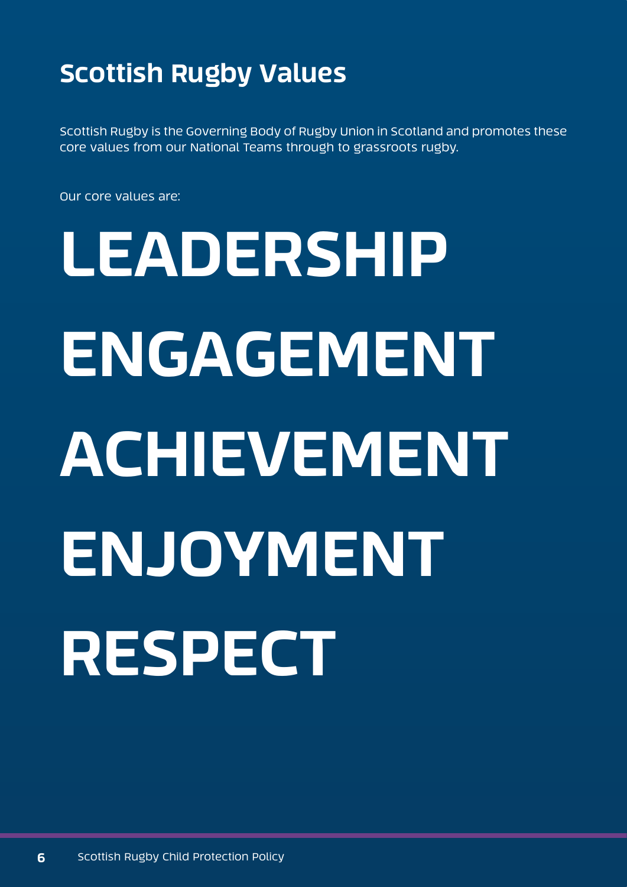## Scottish Rugby Values

Scottish Rugby is the Governing Body of Rugby Union in Scotland and promotes these core values from our National Teams through to grassroots rugby.

Our core values are:

# LEADERSHIP

# ENGAGEMENT

# ACHIEVEMENT

# ENJOYMENT

# RESPECT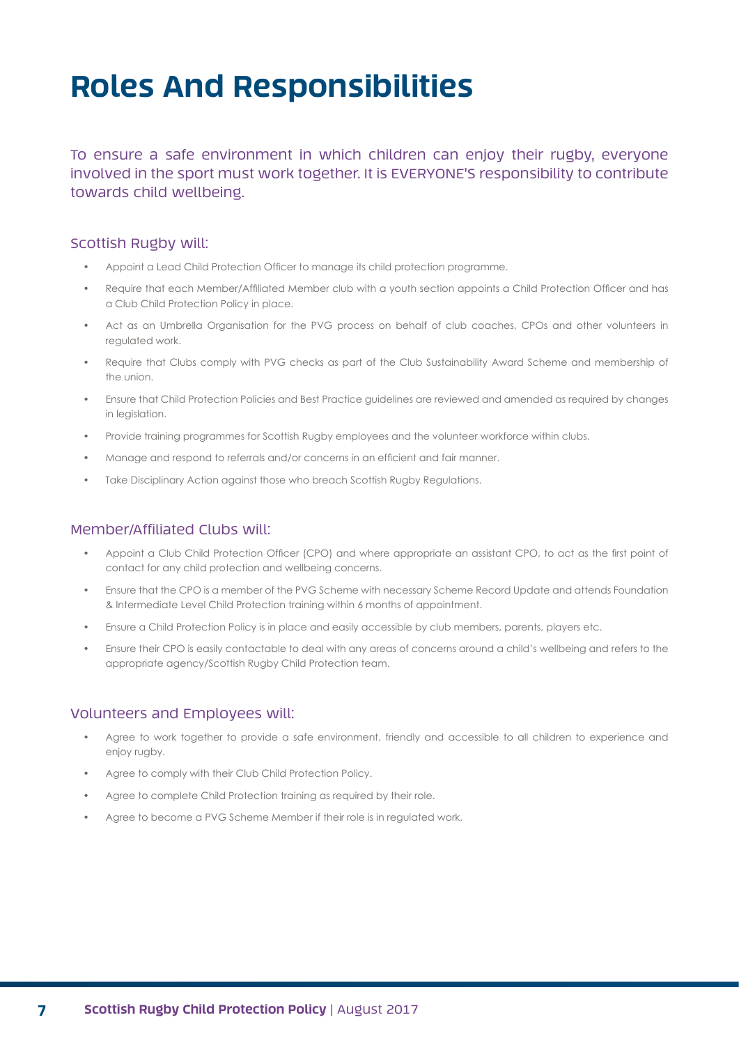# Roles And Responsibilities

To ensure a safe environment in which children can enjoy their rugby, everyone involved in the sport must work together. It is EVERYONE'S responsibility to contribute towards child wellbeing.

### Scottish Rugby will:

- Appoint a Lead Child Protection Officer to manage its child protection programme.
- Require that each Member/Affiliated Member club with a youth section appoints a Child Protection Officer and has a Club Child Protection Policy in place.
- Act as an Umbrella Organisation for the PVG process on behalf of club coaches, CPOs and other volunteers in regulated work.
- Require that Clubs comply with PVG checks as part of the Club Sustainability Award Scheme and membership of the union.
- Ensure that Child Protection Policies and Best Practice guidelines are reviewed and amended as required by changes in legislation.
- Provide training programmes for Scottish Rugby employees and the volunteer workforce within clubs.
- Manage and respond to referrals and/or concerns in an efficient and fair manner.
- Take Disciplinary Action against those who breach Scottish Rugby Regulations.

### Member/Affiliated Clubs will:

- Appoint a Club Child Protection Officer (CPO) and where appropriate an assistant CPO, to act as the first point of contact for any child protection and wellbeing concerns.
- Ensure that the CPO is a member of the PVG Scheme with necessary Scheme Record Update and attends Foundation & Intermediate Level Child Protection training within 6 months of appointment.
- Ensure a Child Protection Policy is in place and easily accessible by club members, parents, players etc.
- Ensure their CPO is easily contactable to deal with any areas of concerns around a child's wellbeing and refers to the appropriate agency/Scottish Rugby Child Protection team.

### Volunteers and Employees will:

- Agree to work together to provide a safe environment, friendly and accessible to all children to experience and enjoy rugby.
- Agree to comply with their Club Child Protection Policy.
- Agree to complete Child Protection training as required by their role.
- Agree to become a PVG Scheme Member if their role is in regulated work.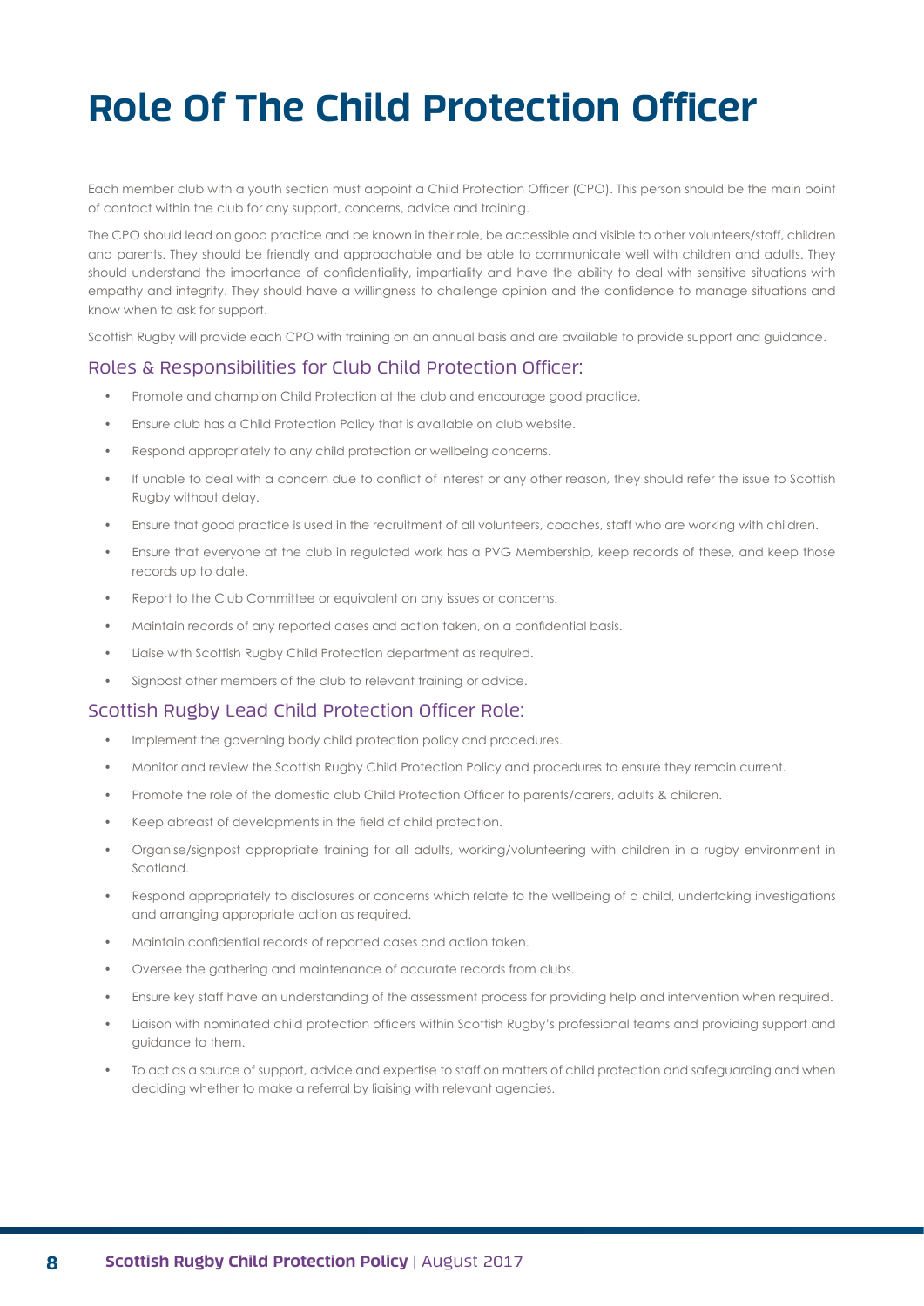# Role Of The Child Protection Officer

Each member club with a youth section must appoint a Child Protection Officer (CPO). This person should be the main point of contact within the club for any support, concerns, advice and training.

The CPO should lead on good practice and be known in their role, be accessible and visible to other volunteers/staff, children and parents. They should be friendly and approachable and be able to communicate well with children and adults. They should understand the importance of confidentiality, impartiality and have the ability to deal with sensitive situations with empathy and integrity. They should have a willingness to challenge opinion and the confidence to manage situations and know when to ask for support.

Scottish Rugby will provide each CPO with training on an annual basis and are available to provide support and guidance.

## Roles & Responsibilities for Club Child Protection Officer:

- Promote and champion Child Protection at the club and encourage good practice.
- Ensure club has a Child Protection Policy that is available on club website.
- Respond appropriately to any child protection or wellbeing concerns.
- If unable to deal with a concern due to conflict of interest or any other reason, they should refer the issue to Scottish Rugby without delay.
- Ensure that good practice is used in the recruitment of all volunteers, coaches, staff who are working with children.
- Ensure that everyone at the club in regulated work has a PVG Membership, keep records of these, and keep those records up to date.
- Report to the Club Committee or equivalent on any issues or concerns.
- Maintain records of any reported cases and action taken, on a confidential basis.
- Liaise with Scottish Rugby Child Protection department as required.
- Signpost other members of the club to relevant training or advice.

## Scottish Rugby Lead Child Protection Officer Role:

- Implement the governing body child protection policy and procedures.
- Monitor and review the Scottish Rugby Child Protection Policy and procedures to ensure they remain current.
- Promote the role of the domestic club Child Protection Officer to parents/carers, adults & children.
- Keep abreast of developments in the field of child protection.
- Organise/signpost appropriate training for all adults, working/volunteering with children in a rugby environment in Scotland.
- Respond appropriately to disclosures or concerns which relate to the wellbeing of a child, undertaking investigations and arranging appropriate action as required.
- Maintain confidential records of reported cases and action taken.
- Oversee the gathering and maintenance of accurate records from clubs.
- Ensure key staff have an understanding of the assessment process for providing help and intervention when required.
- Liaison with nominated child protection officers within Scottish Rugby's professional teams and providing support and guidance to them.
- To act as a source of support, advice and expertise to staff on matters of child protection and safeguarding and when deciding whether to make a referral by liaising with relevant agencies.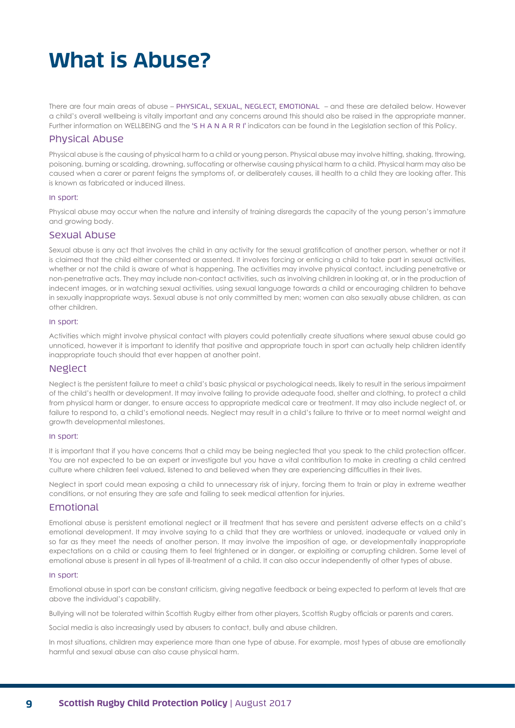# What is Abuse?

There are four main areas of abuse – PHYSICAL, SEXUAL, NEGLECT, EMOTIONAL – and these are detailed below. However a child's overall wellbeing is vitally important and any concerns around this should also be raised in the appropriate manner. Further information on WELLBEING and the 'S H A N A R R I' indicators can be found in the Legislation section of this Policy.

## Physical Abuse

Physical abuse is the causing of physical harm to a child or young person. Physical abuse may involve hitting, shaking, throwing, poisoning, burning or scalding, drowning, suffocating or otherwise causing physical harm to a child. Physical harm may also be caused when a carer or parent feigns the symptoms of, or deliberately causes, ill health to a child they are looking after. This is known as fabricated or induced illness.

### In sport:

Physical abuse may occur when the nature and intensity of training disregards the capacity of the young person's immature and growing body.

## Sexual Abuse

Sexual abuse is any act that involves the child in any activity for the sexual gratification of another person, whether or not it is claimed that the child either consented or assented. It involves forcing or enticing a child to take part in sexual activities, whether or not the child is aware of what is happening. The activities may involve physical contact, including penetrative or non-penetrative acts. They may include non-contact activities, such as involving children in looking at, or in the production of indecent images, or in watching sexual activities, using sexual language towards a child or encouraging children to behave in sexually inappropriate ways. Sexual abuse is not only committed by men; women can also sexually abuse children, as can other children.

### In sport:

Activities which might involve physical contact with players could potentially create situations where sexual abuse could go unnoticed, however it is important to identify that positive and appropriate touch in sport can actually help children identify inappropriate touch should that ever happen at another point.

## Neglect

Neglect is the persistent failure to meet a child's basic physical or psychological needs, likely to result in the serious impairment of the child's health or development. It may involve failing to provide adequate food, shelter and clothing, to protect a child from physical harm or danger, to ensure access to appropriate medical care or treatment. It may also include neglect of, or failure to respond to, a child's emotional needs. Neglect may result in a child's failure to thrive or to meet normal weight and growth developmental milestones.

### In sport:

It is important that if you have concerns that a child may be being neglected that you speak to the child protection officer. You are not expected to be an expert or investigate but you have a vital contribution to make in creating a child centred culture where children feel valued, listened to and believed when they are experiencing difficulties in their lives.

Neglect in sport could mean exposing a child to unnecessary risk of injury, forcing them to train or play in extreme weather conditions, or not ensuring they are safe and failing to seek medical attention for injuries.

## Emotional

Emotional abuse is persistent emotional neglect or ill treatment that has severe and persistent adverse effects on a child's emotional development. It may involve saying to a child that they are worthless or unloved, inadequate or valued only in so far as they meet the needs of another person. It may involve the imposition of age, or developmentally inappropriate expectations on a child or causing them to feel frightened or in danger, or exploiting or corrupting children. Some level of emotional abuse is present in all types of ill-treatment of a child. It can also occur independently of other types of abuse.

### In sport:

Emotional abuse in sport can be constant criticism, giving negative feedback or being expected to perform at levels that are above the individual's capability.

Bullying will not be tolerated within Scottish Rugby either from other players, Scottish Rugby officials or parents and carers.

Social media is also increasingly used by abusers to contact, bully and abuse children.

In most situations, children may experience more than one type of abuse. For example, most types of abuse are emotionally harmful and sexual abuse can also cause physical harm.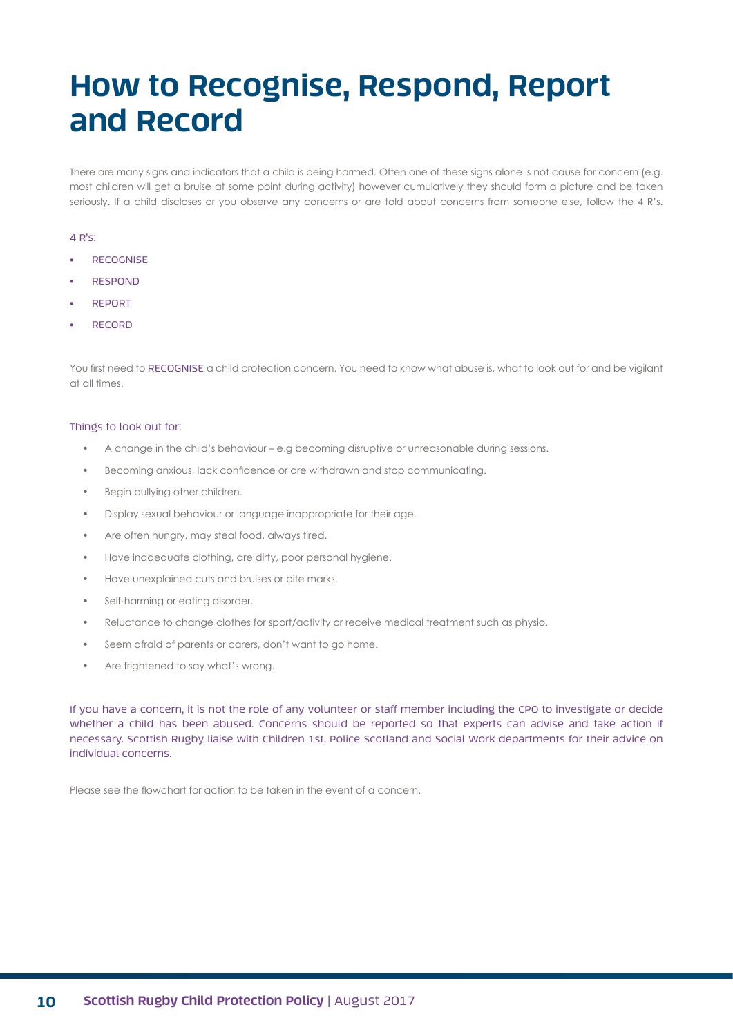# How to Recognise, Respond, Report and Record

There are many signs and indicators that a child is being harmed. Often one of these signs alone is not cause for concern (e.g. most children will get a bruise at some point during activity) however cumulatively they should form a picture and be taken seriously. If a child discloses or you observe any concerns or are told about concerns from someone else, follow the 4 R's.

4 R's:

- RECOGNISE
- RESPOND
- REPORT
- RECORD

You first need to RECOGNISE a child protection concern. You need to know what abuse is, what to look out for and be vigilant at all times.

Things to look out for:

- A change in the child's behaviour – e.g becoming disruptive or unreasonable during sessions.
- Becoming anxious, lack confidence or are withdrawn and stop communicating.
- Begin bullying other children.
- Display sexual behaviour or language inappropriate for their age.
- Are often hungry, may steal food, always tired.
- Have inadequate clothing, are dirty, poor personal hygiene.
- Have unexplained cuts and bruises or bite marks.
- Self-harming or eating disorder.
- Reluctance to change clothes for sport/activity or receive medical treatment such as physio.
- Seem afraid of parents or carers, don't want to go home.
- Are frightened to say what's wrong.

If you have a concern, it is not the role of any volunteer or staff member including the CPO to investigate or decide whether a child has been abused. Concerns should be reported so that experts can advise and take action if necessary. Scottish Rugby liaise with Children 1st, Police Scotland and Social Work departments for their advice on individual concerns.

Please see the flowchart for action to be taken in the event of a concern.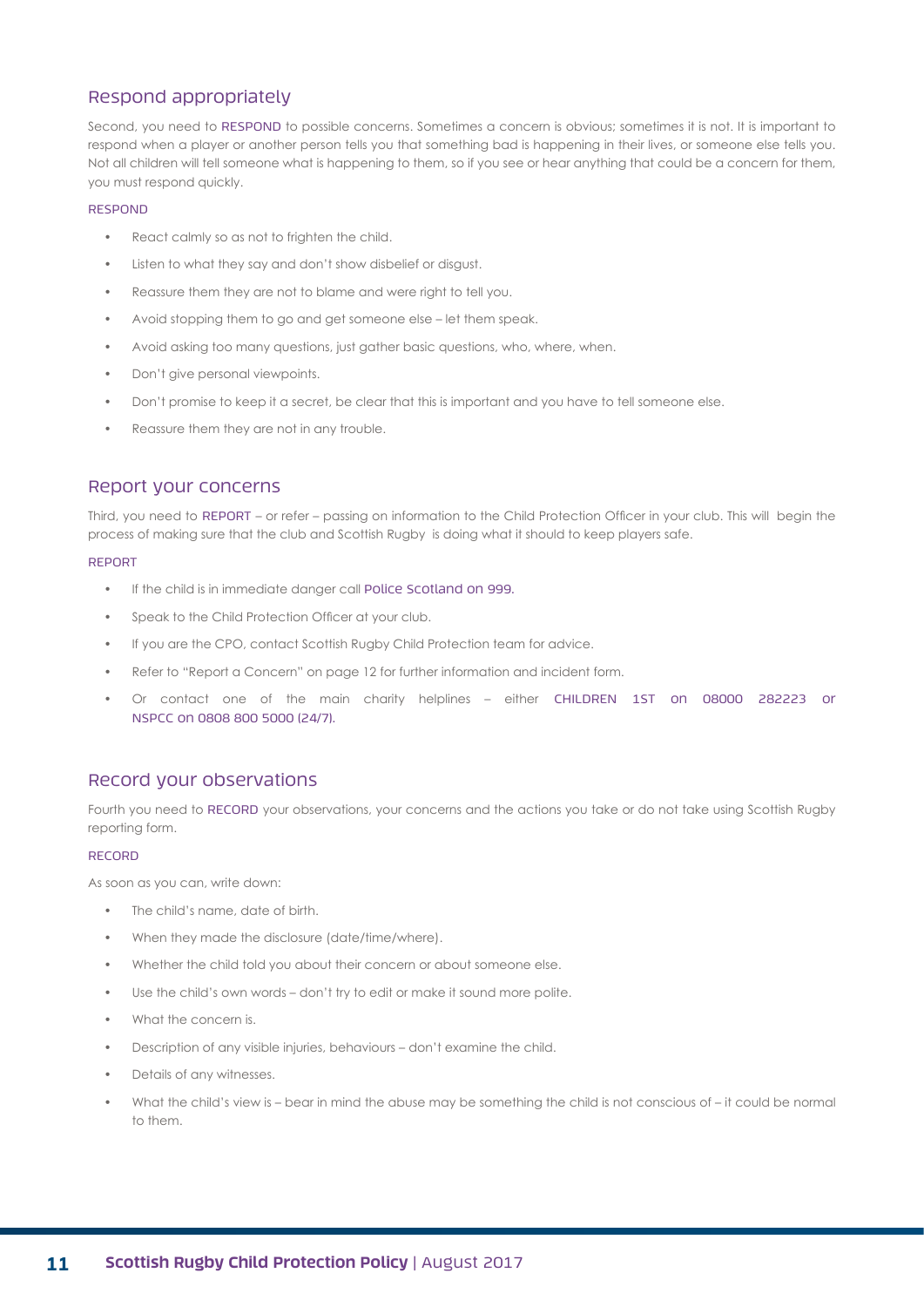## Respond appropriately

Second, you need to RESPOND to possible concerns. Sometimes a concern is obvious; sometimes it is not. It is important to respond when a player or another person tells you that something bad is happening in their lives, or someone else tells you. Not all children will tell someone what is happening to them, so if you see or hear anything that could be a concern for them, you must respond quickly.

### RESPOND

- React calmly so as not to frighten the child.
- Listen to what they say and don't show disbelief or disgust.
- Reassure them they are not to blame and were right to tell you.
- Avoid stopping them to go and get someone else – let them speak.
- Avoid asking too many questions, just gather basic questions, who, where, when.
- Don't give personal viewpoints.
- Don't promise to keep it a secret, be clear that this is important and you have to tell someone else.
- Reassure them they are not in any trouble.

## Report your concerns

Third, you need to REPORT – or refer – passing on information to the Child Protection Officer in your club. This will begin the process of making sure that the club and Scottish Rugby is doing what it should to keep players safe.

### REPORT

- If the child is in immediate danger call Police Scotland on 999.
- Speak to the Child Protection Officer at your club.
- If you are the CPO, contact Scottish Rugby Child Protection team for advice.
- Refer to "Report a Concern" on page 12 for further information and incident form.
- Or contact one of the main charity helplines – either CHILDREN 1ST on 08000 282223 or NSPCC on 0808 800 5000 (24/7).

## Record your observations

Fourth you need to RECORD your observations, your concerns and the actions you take or do not take using Scottish Rugby reporting form.

### RECORD

As soon as you can, write down:

- The child's name, date of birth.
- When they made the disclosure (date/time/where).
- Whether the child told you about their concern or about someone else.
- Use the child's own words – don't try to edit or make it sound more polite.
- What the concern is.
- Description of any visible injuries, behaviours – don't examine the child.
- Details of any witnesses.
- What the child's view is – bear in mind the abuse may be something the child is not conscious of – it could be normal to them.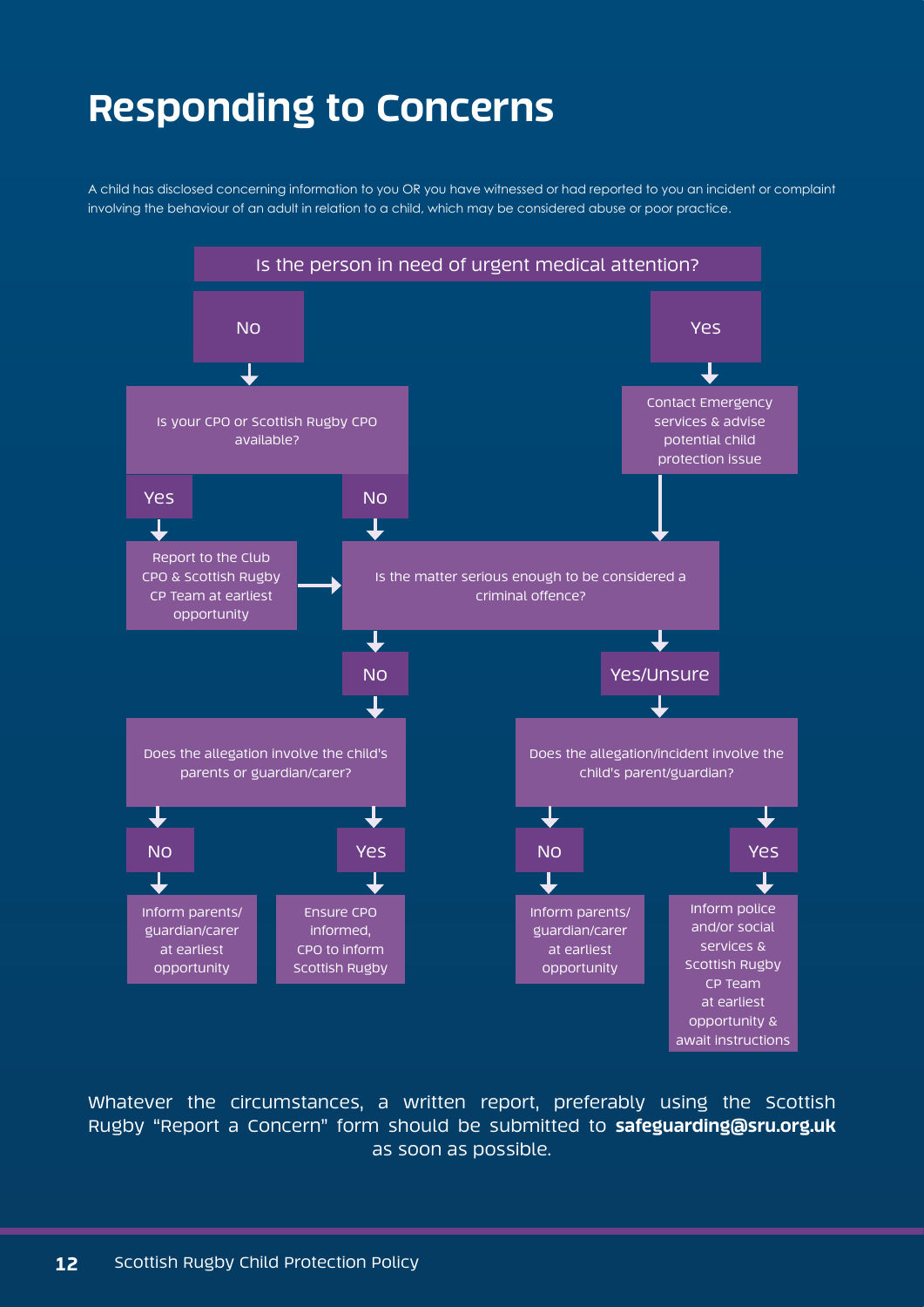# Responding to Concerns

A child has disclosed concerning information to you OR you have witnessed or had reported to you an incident or complaint involving the behaviour of an adult in relation to a child, which may be considered abuse or poor practice.

**Is the person in need of urgent medical attention?**

- **Yes** → Contact Emergency services & advise potential child protection issue → *Is the matter serious enough to be considered a criminal offence?*
- **No** → **Is your CPO or Scottish Rugby CPO available?**
  - **Yes** → Report to the Club CPO & Scottish Rugby CP Team at earliest opportunity → *Is the matter serious enough to be considered a criminal offence?*
  - **No** → *Is the matter serious enough to be considered a criminal offence?*

**Is the matter serious enough to be considered a criminal offence?**

- **No** → **Does the allegation involve the child's parents or guardian/carer?**
  - **No** → Inform parents/guardian/carer at earliest opportunity
  - **Yes** → Ensure CPO informed, CPO to inform Scottish Rugby
- **Yes/Unsure** → **Does the allegation/incident involve the child's parent/guardian?**
  - **No** → Inform parents/guardian/carer at earliest opportunity
  - **Yes** → Inform police and/or social services & Scottish Rugby CP Team at earliest opportunity & await instructions

Whatever the circumstances, a written report, preferably using the Scottish Rugby "Report a Concern" form should be submitted to **safeguarding@sru.org.uk** as soon as possible.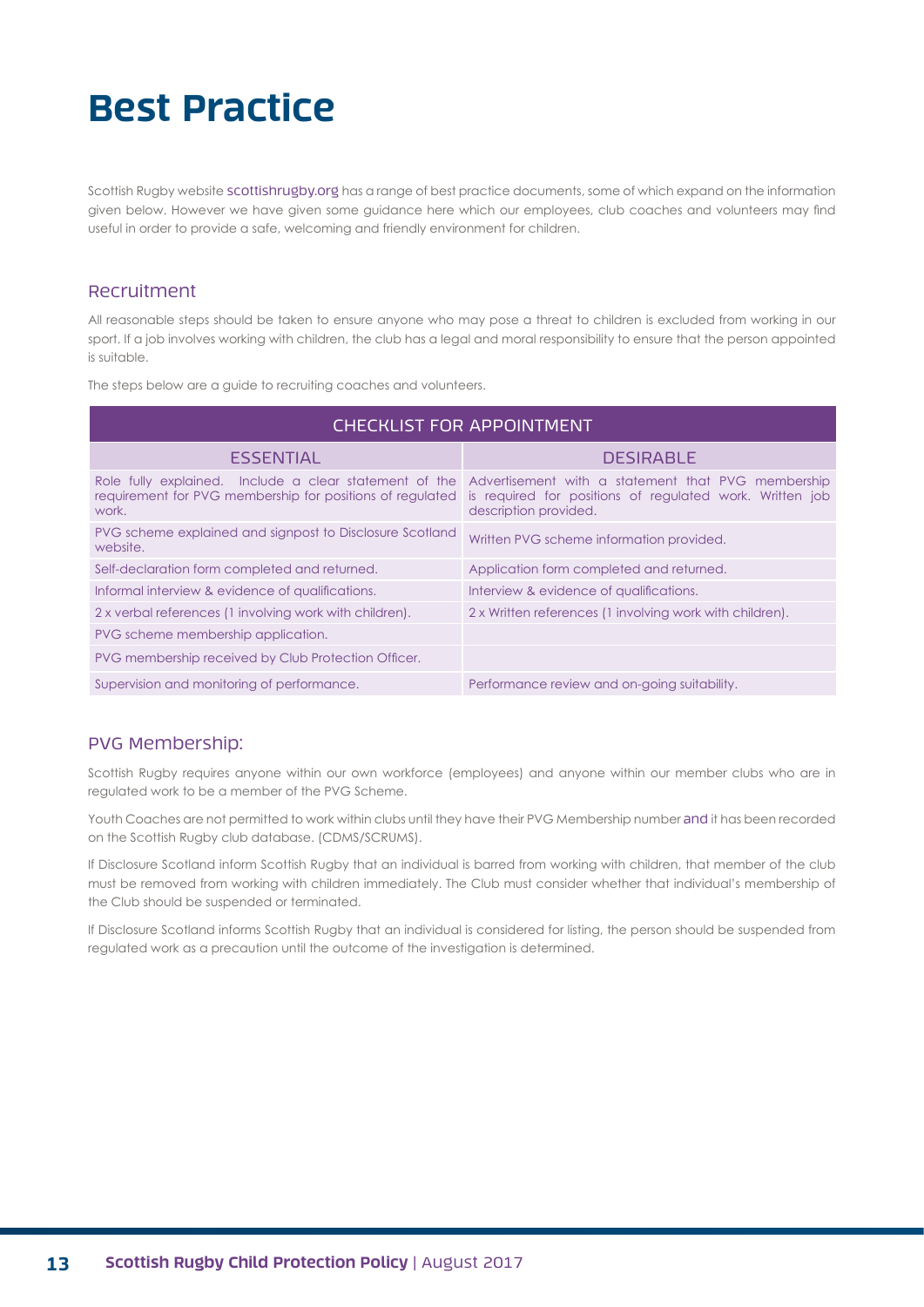# Best Practice

Scottish Rugby website scottishrugby.org has a range of best practice documents, some of which expand on the information given below. However we have given some guidance here which our employees, club coaches and volunteers may find useful in order to provide a safe, welcoming and friendly environment for children.

## Recruitment

All reasonable steps should be taken to ensure anyone who may pose a threat to children is excluded from working in our sport. If a job involves working with children, the club has a legal and moral responsibility to ensure that the person appointed is suitable.

The steps below are a guide to recruiting coaches and volunteers.

| CHECKLIST FOR APPOINTMENT | |
|---|---|
| **ESSENTIAL** | **DESIRABLE** |
| Role fully explained. Include a clear statement of the requirement for PVG membership for positions of regulated work. | Advertisement with a statement that PVG membership is required for positions of regulated work. Written job description provided. |
| PVG scheme explained and signpost to Disclosure Scotland website. | Written PVG scheme information provided. |
| Self-declaration form completed and returned. | Application form completed and returned. |
| Informal interview & evidence of qualifications. | Interview & evidence of qualifications. |
| 2 x verbal references (1 involving work with children). | 2 x Written references (1 involving work with children). |
| PVG scheme membership application. | |
| PVG membership received by Club Protection Officer. | |
| Supervision and monitoring of performance. | Performance review and on-going suitability. |

## PVG Membership:

Scottish Rugby requires anyone within our own workforce (employees) and anyone within our member clubs who are in regulated work to be a member of the PVG Scheme.

Youth Coaches are not permitted to work within clubs until they have their PVG Membership number and it has been recorded on the Scottish Rugby club database. (CDMS/SCRUMS).

If Disclosure Scotland inform Scottish Rugby that an individual is barred from working with children, that member of the club must be removed from working with children immediately. The Club must consider whether that individual's membership of the Club should be suspended or terminated.

If Disclosure Scotland informs Scottish Rugby that an individual is considered for listing, the person should be suspended from regulated work as a precaution until the outcome of the investigation is determined.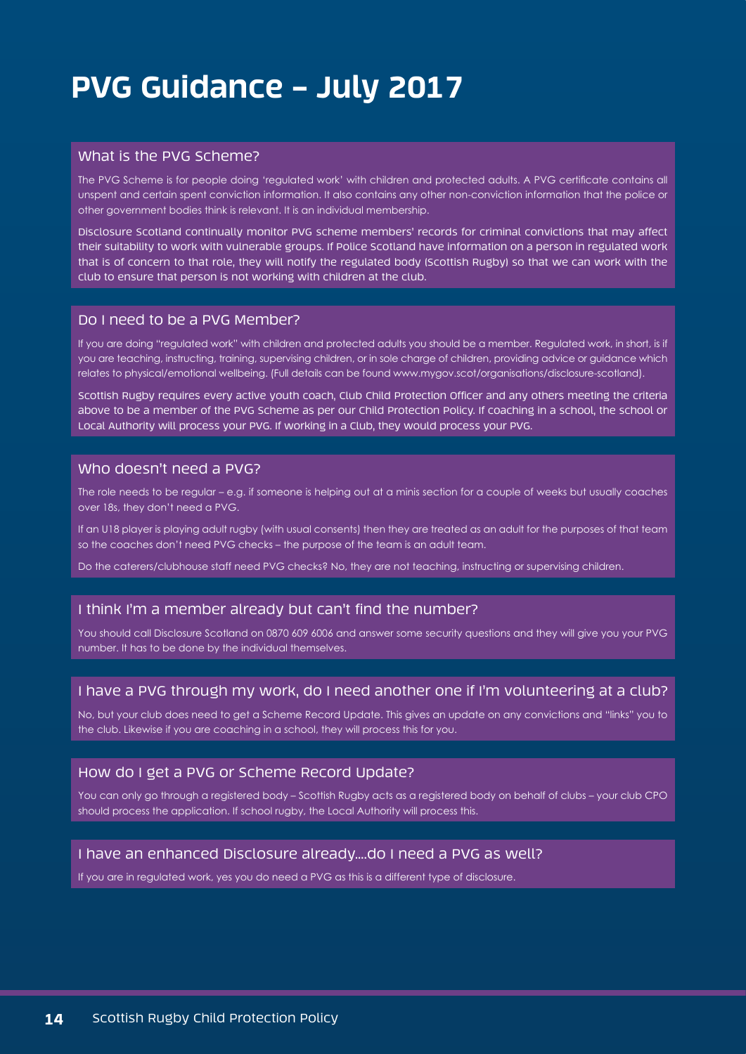# PVG Guidance – July 2017

## What is the PVG Scheme?

The PVG Scheme is for people doing 'regulated work' with children and protected adults. A PVG certificate contains all unspent and certain spent conviction information. It also contains any other non-conviction information that the police or other government bodies think is relevant. It is an individual membership.

Disclosure Scotland continually monitor PVG scheme members' records for criminal convictions that may affect their suitability to work with vulnerable groups. If Police Scotland have information on a person in regulated work that is of concern to that role, they will notify the regulated body (Scottish Rugby) so that we can work with the club to ensure that person is not working with children at the club.

## Do I need to be a PVG Member?

If you are doing "regulated work" with children and protected adults you should be a member. Regulated work, in short, is if you are teaching, instructing, training, supervising children, or in sole charge of children, providing advice or guidance which relates to physical/emotional wellbeing. (Full details can be found www.mygov.scot/organisations/disclosure-scotland).

Scottish Rugby requires every active youth coach, Club Child Protection Officer and any others meeting the criteria above to be a member of the PVG Scheme as per our Child Protection Policy. If coaching in a school, the school or Local Authority will process your PVG. If working in a Club, they would process your PVG.

## Who doesn't need a PVG?

The role needs to be regular – e.g. if someone is helping out at a minis section for a couple of weeks but usually coaches over 18s, they don't need a PVG.

If an U18 player is playing adult rugby (with usual consents) then they are treated as an adult for the purposes of that team so the coaches don't need PVG checks – the purpose of the team is an adult team.

Do the caterers/clubhouse staff need PVG checks? No, they are not teaching, instructing or supervising children.

## I think I'm a member already but can't find the number?

You should call Disclosure Scotland on 0870 609 6006 and answer some security questions and they will give you your PVG number. It has to be done by the individual themselves.

## I have a PVG through my work, do I need another one if I'm volunteering at a club?

No, but your club does need to get a Scheme Record Update. This gives an update on any convictions and "links" you to the club. Likewise if you are coaching in a school, they will process this for you.

## How do I get a PVG or Scheme Record Update?

You can only go through a registered body – Scottish Rugby acts as a registered body on behalf of clubs – your club CPO should process the application. If school rugby, the Local Authority will process this.

## I have an enhanced Disclosure already....do I need a PVG as well?

If you are in regulated work, yes you do need a PVG as this is a different type of disclosure.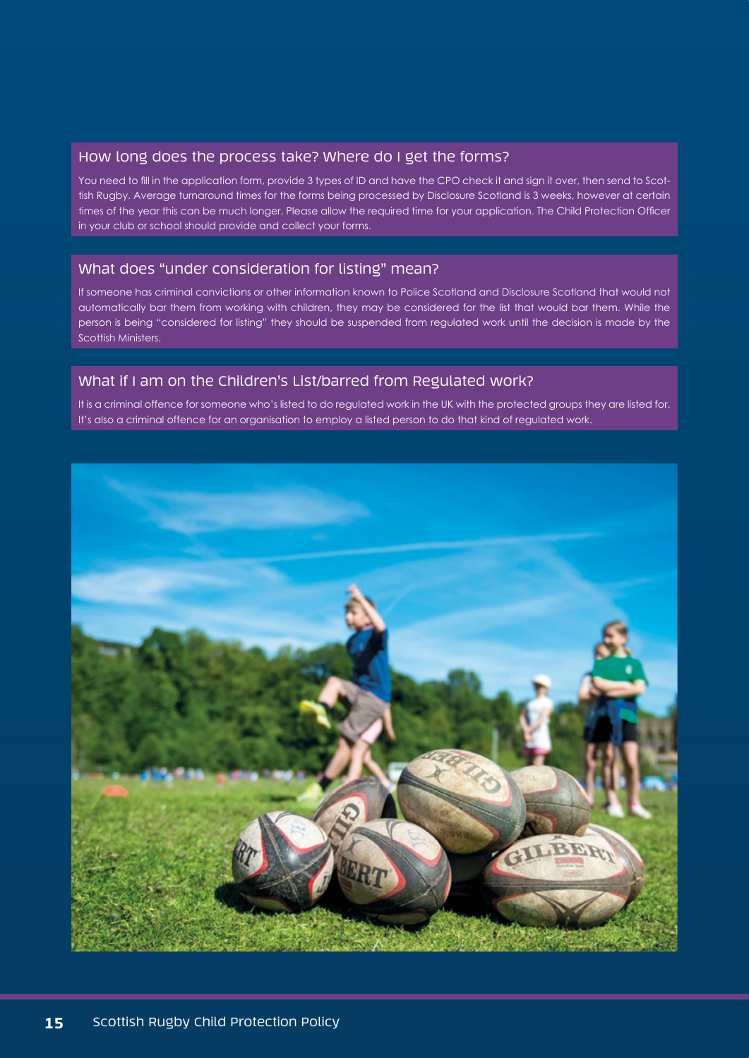### How long does the process take? Where do I get the forms?

You need to fill in the application form, provide 3 types of ID and have the CPO check it and sign it over, then send to Scottish Rugby. Average turnaround times for the forms being processed by Disclosure Scotland is 3 weeks, however at certain times of the year this can be much longer. Please allow the required time for your application. The Child Protection Officer in your club or school should provide and collect your forms.

### What does "under consideration for listing" mean?

If someone has criminal convictions or other information known to Police Scotland and Disclosure Scotland that would not automatically bar them from working with children, they may be considered for the list that would bar them. While the person is being "considered for listing" they should be suspended from regulated work until the decision is made by the Scottish Ministers.

### What if I am on the Children's List/barred from Regulated work?

It is a criminal offence for someone who's listed to do regulated work in the UK with the protected groups they are listed for. It's also a criminal offence for an organisation to employ a listed person to do that kind of regulated work.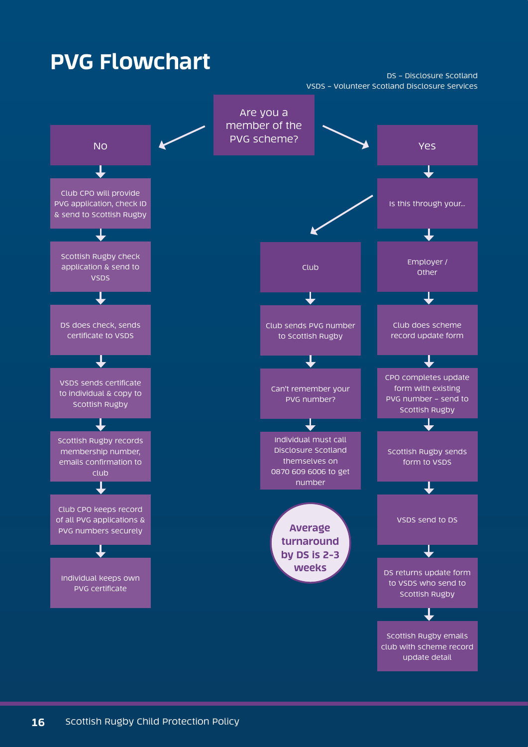# PVG Flowchart

DS – Disclosure Scotland
VSDS – Volunteer Scotland Disclosure Services

**Are you a member of the PVG scheme?**

## No

1. Club CPO will provide PVG application, check ID & send to Scottish Rugby
2. Scottish Rugby check application & send to VSDS
3. DS does check, sends certificate to VSDS
4. VSDS sends certificate to individual & copy to Scottish Rugby
5. Scottish Rugby records membership number, emails confirmation to club
6. Club CPO keeps record of all PVG applications & PVG numbers securely
7. Individual keeps own PVG certificate

## Yes

Is this through your...

### Club

1. Club sends PVG number to Scottish Rugby
2. Can't remember your PVG number?
3. Individual must call Disclosure Scotland themselves on 0870 609 6006 to get number

**Average turnaround by DS is 2-3 weeks**

### Employer / Other

1. Club does scheme record update form
2. CPO completes update form with existing PVG number – send to Scottish Rugby
3. Scottish Rugby sends form to VSDS
4. VSDS send to DS
5. DS returns update form to VSDS who send to Scottish Rugby
6. Scottish Rugby emails club with scheme record update detail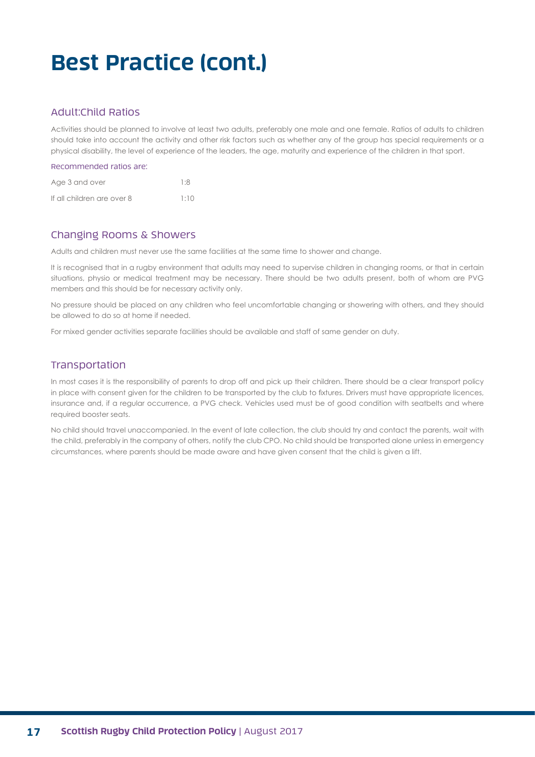# Best Practice (cont.)

## Adult:Child Ratios

Activities should be planned to involve at least two adults, preferably one male and one female. Ratios of adults to children should take into account the activity and other risk factors such as whether any of the group has special requirements or a physical disability, the level of experience of the leaders, the age, maturity and experience of the children in that sport.

Recommended ratios are:

| | |
|---|---|
| Age 3 and over | 1:8 |
| If all children are over 8 | 1:10 |

## Changing Rooms & Showers

Adults and children must never use the same facilities at the same time to shower and change.

It is recognised that in a rugby environment that adults may need to supervise children in changing rooms, or that in certain situations, physio or medical treatment may be necessary. There should be two adults present, both of whom are PVG members and this should be for necessary activity only.

No pressure should be placed on any children who feel uncomfortable changing or showering with others, and they should be allowed to do so at home if needed.

For mixed gender activities separate facilities should be available and staff of same gender on duty.

## Transportation

In most cases it is the responsibility of parents to drop off and pick up their children. There should be a clear transport policy in place with consent given for the children to be transported by the club to fixtures. Drivers must have appropriate licences, insurance and, if a regular occurrence, a PVG check. Vehicles used must be of good condition with seatbelts and where required booster seats.

No child should travel unaccompanied. In the event of late collection, the club should try and contact the parents, wait with the child, preferably in the company of others, notify the club CPO. No child should be transported alone unless in emergency circumstances, where parents should be made aware and have given consent that the child is given a lift.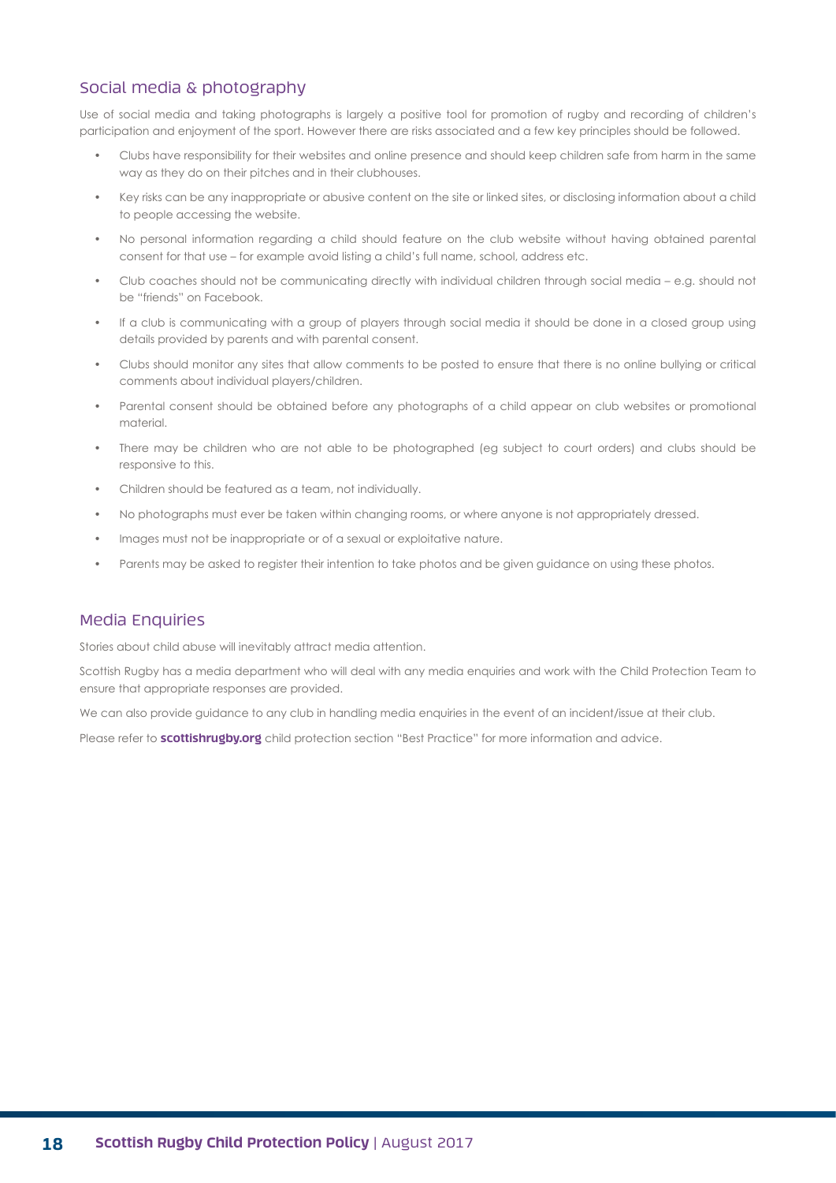## Social media & photography

Use of social media and taking photographs is largely a positive tool for promotion of rugby and recording of children's participation and enjoyment of the sport. However there are risks associated and a few key principles should be followed.

- Clubs have responsibility for their websites and online presence and should keep children safe from harm in the same way as they do on their pitches and in their clubhouses.
- Key risks can be any inappropriate or abusive content on the site or linked sites, or disclosing information about a child to people accessing the website.
- No personal information regarding a child should feature on the club website without having obtained parental consent for that use – for example avoid listing a child's full name, school, address etc.
- Club coaches should not be communicating directly with individual children through social media – e.g. should not be "friends" on Facebook.
- If a club is communicating with a group of players through social media it should be done in a closed group using details provided by parents and with parental consent.
- Clubs should monitor any sites that allow comments to be posted to ensure that there is no online bullying or critical comments about individual players/children.
- Parental consent should be obtained before any photographs of a child appear on club websites or promotional material.
- There may be children who are not able to be photographed (eg subject to court orders) and clubs should be responsive to this.
- Children should be featured as a team, not individually.
- No photographs must ever be taken within changing rooms, or where anyone is not appropriately dressed.
- Images must not be inappropriate or of a sexual or exploitative nature.
- Parents may be asked to register their intention to take photos and be given guidance on using these photos.

## Media Enquiries

Stories about child abuse will inevitably attract media attention.

Scottish Rugby has a media department who will deal with any media enquiries and work with the Child Protection Team to ensure that appropriate responses are provided.

We can also provide guidance to any club in handling media enquiries in the event of an incident/issue at their club.

Please refer to **scottishrugby.org** child protection section "Best Practice" for more information and advice.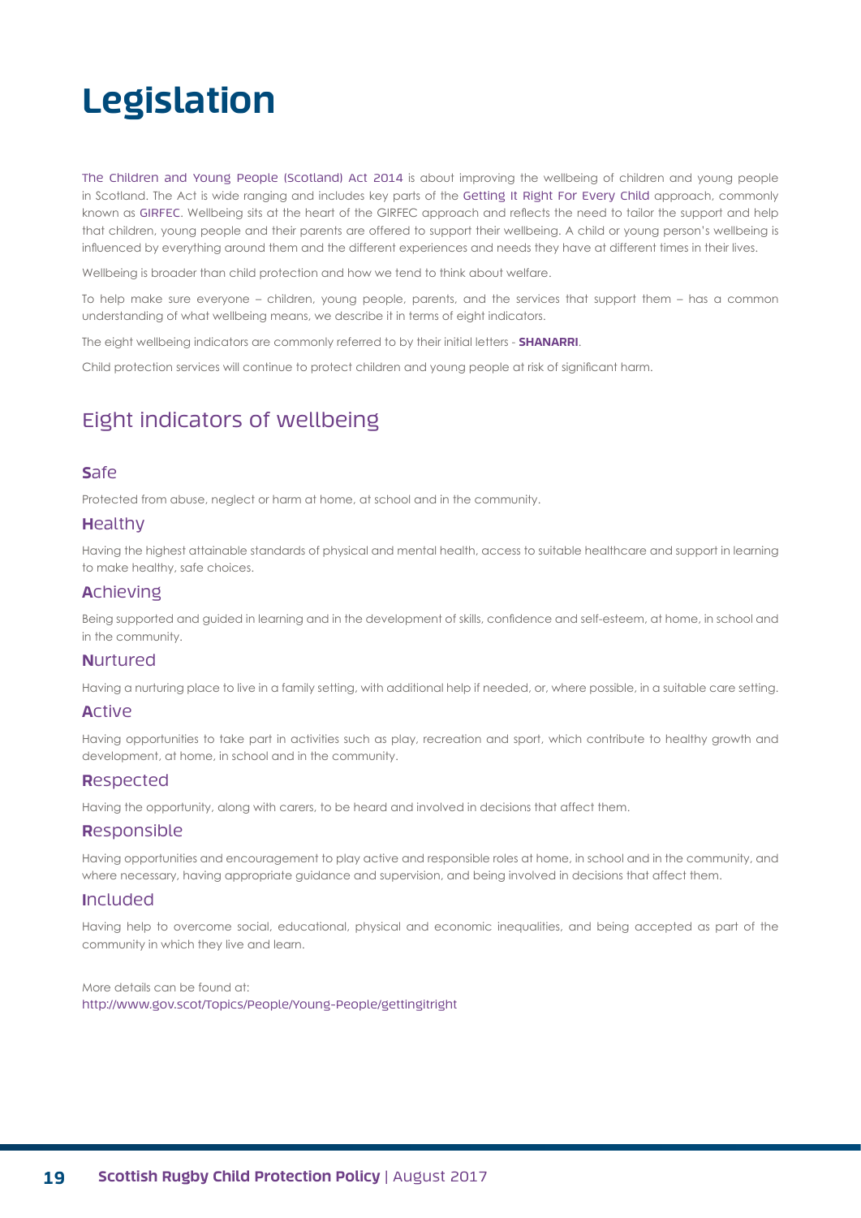# Legislation

The Children and Young People (Scotland) Act 2014 is about improving the wellbeing of children and young people in Scotland. The Act is wide ranging and includes key parts of the Getting It Right For Every Child approach, commonly known as GIRFEC. Wellbeing sits at the heart of the GIRFEC approach and reflects the need to tailor the support and help that children, young people and their parents are offered to support their wellbeing. A child or young person's wellbeing is influenced by everything around them and the different experiences and needs they have at different times in their lives.

Wellbeing is broader than child protection and how we tend to think about welfare.

To help make sure everyone – children, young people, parents, and the services that support them – has a common understanding of what wellbeing means, we describe it in terms of eight indicators.

The eight wellbeing indicators are commonly referred to by their initial letters - **SHANARRI**.

Child protection services will continue to protect children and young people at risk of significant harm.

## Eight indicators of wellbeing

### **S**afe

Protected from abuse, neglect or harm at home, at school and in the community.

### **H**ealthy

Having the highest attainable standards of physical and mental health, access to suitable healthcare and support in learning to make healthy, safe choices.

### **A**chieving

Being supported and guided in learning and in the development of skills, confidence and self-esteem, at home, in school and in the community.

### **N**urtured

Having a nurturing place to live in a family setting, with additional help if needed, or, where possible, in a suitable care setting.

### **A**ctive

Having opportunities to take part in activities such as play, recreation and sport, which contribute to healthy growth and development, at home, in school and in the community.

### **R**espected

Having the opportunity, along with carers, to be heard and involved in decisions that affect them.

### **R**esponsible

Having opportunities and encouragement to play active and responsible roles at home, in school and in the community, and where necessary, having appropriate guidance and supervision, and being involved in decisions that affect them.

### **I**ncluded

Having help to overcome social, educational, physical and economic inequalities, and being accepted as part of the community in which they live and learn.

More details can be found at:
http://www.gov.scot/Topics/People/Young-People/gettingitright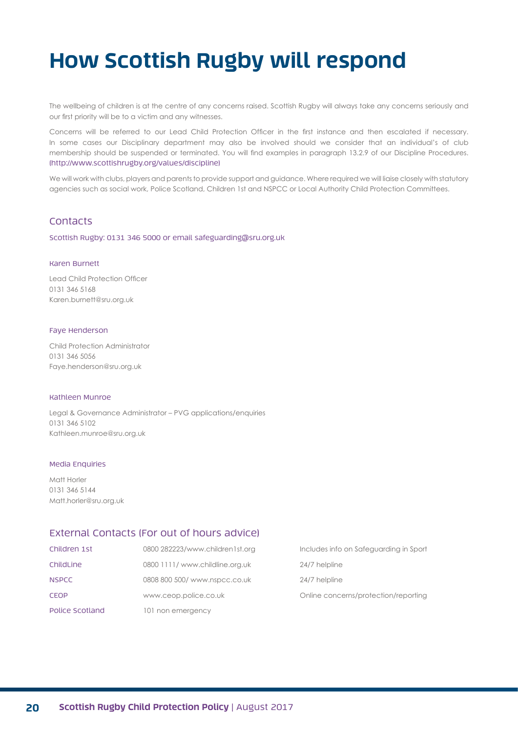# How Scottish Rugby will respond

The wellbeing of children is at the centre of any concerns raised. Scottish Rugby will always take any concerns seriously and our first priority will be to a victim and any witnesses.

Concerns will be referred to our Lead Child Protection Officer in the first instance and then escalated if necessary. In some cases our Disciplinary department may also be involved should we consider that an individual's of club membership should be suspended or terminated. You will find examples in paragraph 13.2.9 of our Discipline Procedures. (http://www.scottishrugby.org/values/discipline)

We will work with clubs, players and parents to provide support and guidance. Where required we will liaise closely with statutory agencies such as social work, Police Scotland, Children 1st and NSPCC or Local Authority Child Protection Committees.

## Contacts

Scottish Rugby: 0131 346 5000 or email safeguarding@sru.org.uk

#### Karen Burnett

Lead Child Protection Officer
0131 346 5168
Karen.burnett@sru.org.uk

#### Faye Henderson

Child Protection Administrator
0131 346 5056
Faye.henderson@sru.org.uk

#### Kathleen Munroe

Legal & Governance Administrator – PVG applications/enquiries
0131 346 5102
Kathleen.munroe@sru.org.uk

#### Media Enquiries

Matt Horler
0131 346 5144
Matt.horler@sru.org.uk

## External Contacts (For out of hours advice)

| | | |
|---|---|---|
| Children 1st | 0800 282223/www.children1st.org | Includes info on Safeguarding in Sport |
| ChildLine | 0800 1111/ www.childline.org.uk | 24/7 helpline |
| NSPCC | 0808 800 500/ www.nspcc.co.uk | 24/7 helpline |
| CEOP | www.ceop.police.co.uk | Online concerns/protection/reporting |
| Police Scotland | 101 non emergency | |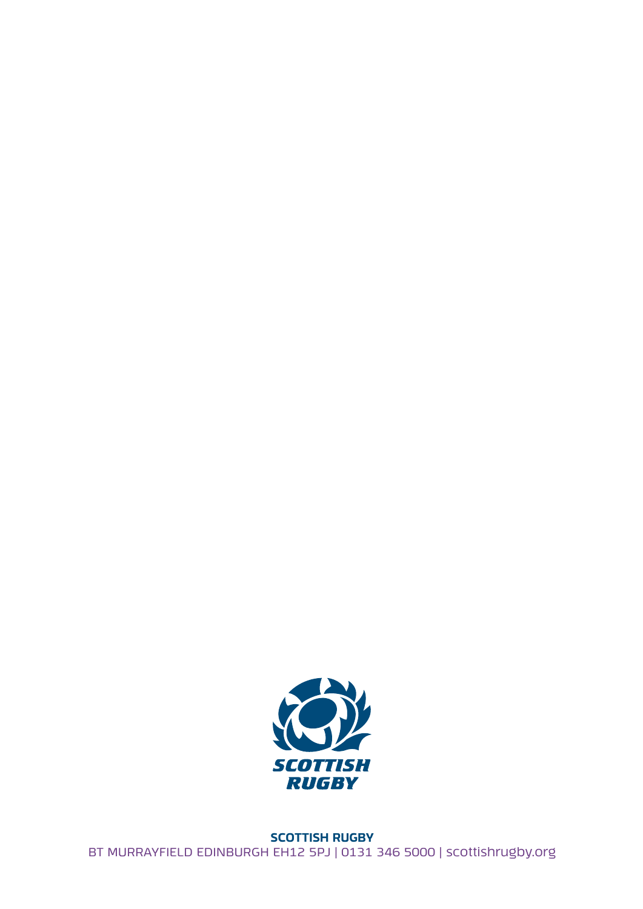SCOTTISH RUGBY

**SCOTTISH RUGBY**
BT MURRAYFIELD EDINBURGH EH12 5PJ | 0131 346 5000 | scottishrugby.org